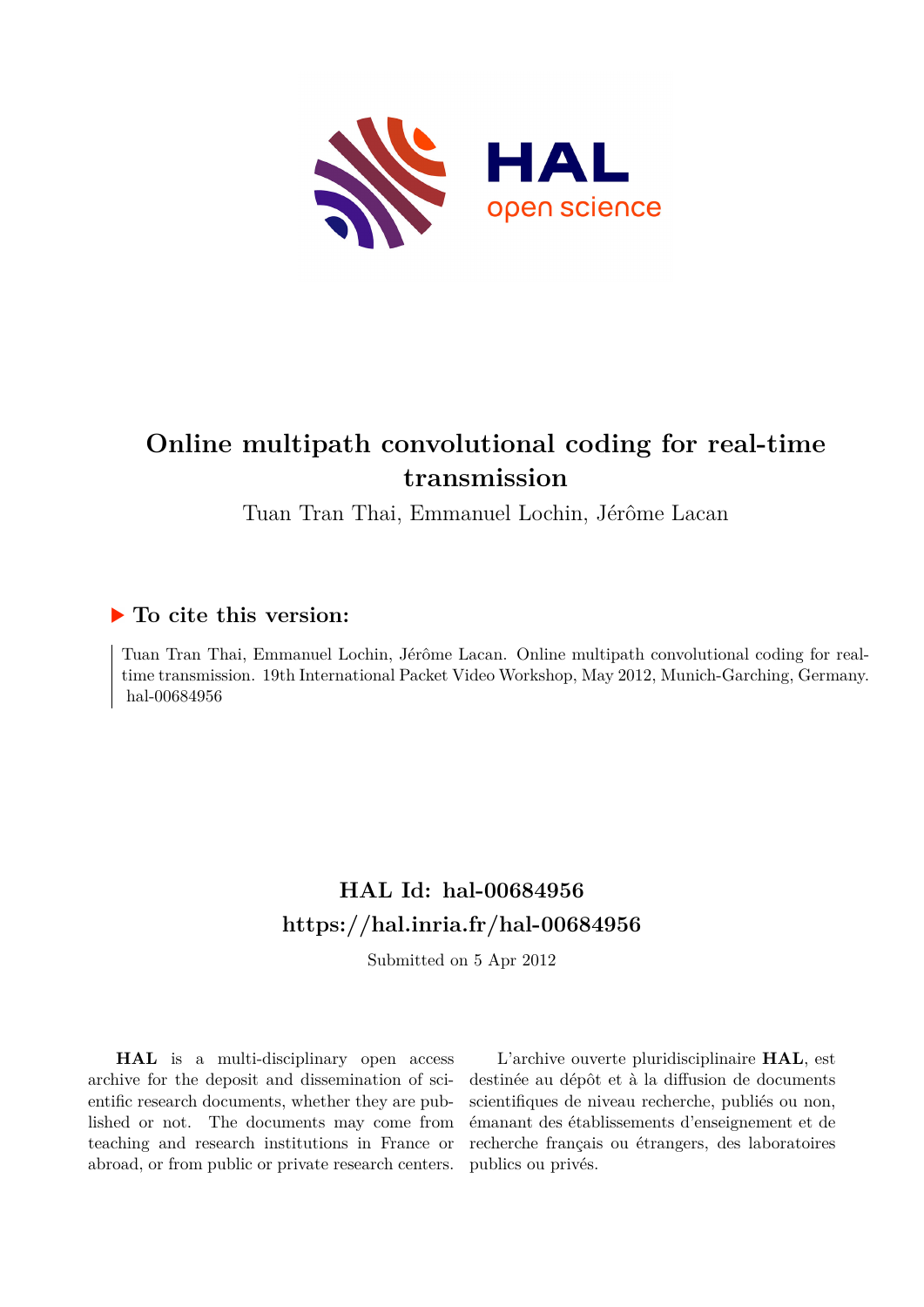# Online multipath convolutional coding for real-time transmission

Tuan Tran Thai, Emmanuel Lochin, Jérôme Lacan

### ▶ To cite this version:

Tuan Tran Thai, Emmanuel Lochin, Jérôme Lacan. Online multipath convolutional coding for real-time transmission. 19th International Packet Video Workshop, May 2012, Munich-Garching, Germany. hal-00684956

## HAL Id: hal-00684956

## https://hal.inria.fr/hal-00684956

Submitted on 5 Apr 2012

**HAL** is a multi-disciplinary open access archive for the deposit and dissemination of scientific research documents, whether they are published or not. The documents may come from teaching and research institutions in France or abroad, or from public or private research centers.

L'archive ouverte pluridisciplinaire **HAL**, est destinée au dépôt et à la diffusion de documents scientifiques de niveau recherche, publiés ou non, émanant des établissements d'enseignement et de recherche français ou étrangers, des laboratoires publics ou privés.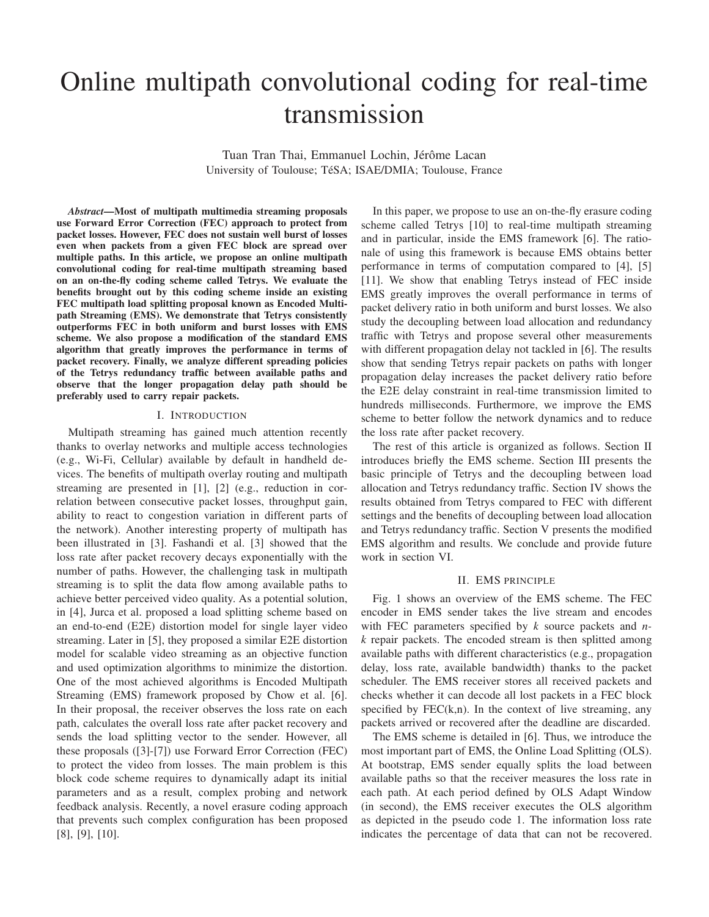# Online multipath convolutional coding for real-time transmission

Tuan Tran Thai, Emmanuel Lochin, Jérôme Lacan
University of Toulouse; TéSA; ISAE/DMIA; Toulouse, France

***Abstract*—Most of multipath multimedia streaming proposals use Forward Error Correction (FEC) approach to protect from packet losses. However, FEC does not sustain well burst of losses even when packets from a given FEC block are spread over multiple paths. In this article, we propose an online multipath convolutional coding for real-time multipath streaming based on an on-the-fly coding scheme called Tetrys. We evaluate the benefits brought out by this coding scheme inside an existing FEC multipath load splitting proposal known as Encoded Multipath Streaming (EMS). We demonstrate that Tetrys consistently outperforms FEC in both uniform and burst losses with EMS scheme. We also propose a modification of the standard EMS algorithm that greatly improves the performance in terms of packet recovery. Finally, we analyze different spreading policies of the Tetrys redundancy traffic between available paths and observe that the longer propagation delay path should be preferably used to carry repair packets.**

## I. Introduction

Multipath streaming has gained much attention recently thanks to overlay networks and multiple access technologies (e.g., Wi-Fi, Cellular) available by default in handheld devices. The benefits of multipath overlay routing and multipath streaming are presented in [1], [2] (e.g., reduction in correlation between consecutive packet losses, throughput gain, ability to react to congestion variation in different parts of the network). Another interesting property of multipath has been illustrated in [3]. Fashandi et al. [3] showed that the loss rate after packet recovery decays exponentially with the number of paths. However, the challenging task in multipath streaming is to split the data flow among available paths to achieve better perceived video quality. As a potential solution, in [4], Jurca et al. proposed a load splitting scheme based on an end-to-end (E2E) distortion model for single layer video streaming. Later in [5], they proposed a similar E2E distortion model for scalable video streaming as an objective function and used optimization algorithms to minimize the distortion. One of the most achieved algorithms is Encoded Multipath Streaming (EMS) framework proposed by Chow et al. [6]. In their proposal, the receiver observes the loss rate on each path, calculates the overall loss rate after packet recovery and sends the load splitting vector to the sender. However, all these proposals ([3]-[7]) use Forward Error Correction (FEC) to protect the video from losses. The main problem is this block code scheme requires to dynamically adapt its initial parameters and as a result, complex probing and network feedback analysis. Recently, a novel erasure coding approach that prevents such complex configuration has been proposed [8], [9], [10].

In this paper, we propose to use an on-the-fly erasure coding scheme called Tetrys [10] to real-time multipath streaming and in particular, inside the EMS framework [6]. The rationale of using this framework is because EMS obtains better performance in terms of computation compared to [4], [5] [11]. We show that enabling Tetrys instead of FEC inside EMS greatly improves the overall performance in terms of packet delivery ratio in both uniform and burst losses. We also study the decoupling between load allocation and redundancy traffic with Tetrys and propose several other measurements with different propagation delay not tackled in [6]. The results show that sending Tetrys repair packets on paths with longer propagation delay increases the packet delivery ratio before the E2E delay constraint in real-time transmission limited to hundreds milliseconds. Furthermore, we improve the EMS scheme to better follow the network dynamics and to reduce the loss rate after packet recovery.

The rest of this article is organized as follows. Section II introduces briefly the EMS scheme. Section III presents the basic principle of Tetrys and the decoupling between load allocation and Tetrys redundancy traffic. Section IV shows the results obtained from Tetrys compared to FEC with different settings and the benefits of decoupling between load allocation and Tetrys redundancy traffic. Section V presents the modified EMS algorithm and results. We conclude and provide future work in section VI.

## II. EMS principle

Fig. 1 shows an overview of the EMS scheme. The FEC encoder in EMS sender takes the live stream and encodes with FEC parameters specified by $k$ source packets and $n$-$k$ repair packets. The encoded stream is then splitted among available paths with different characteristics (e.g., propagation delay, loss rate, available bandwidth) thanks to the packet scheduler. The EMS receiver stores all received packets and checks whether it can decode all lost packets in a FEC block specified by FEC(k,n). In the context of live streaming, any packets arrived or recovered after the deadline are discarded.

The EMS scheme is detailed in [6]. Thus, we introduce the most important part of EMS, the Online Load Splitting (OLS). At bootstrap, EMS sender equally splits the load between available paths so that the receiver measures the loss rate in each path. At each period defined by OLS Adapt Window (in second), the EMS receiver executes the OLS algorithm as depicted in the pseudo code 1. The information loss rate indicates the percentage of data that can not be recovered.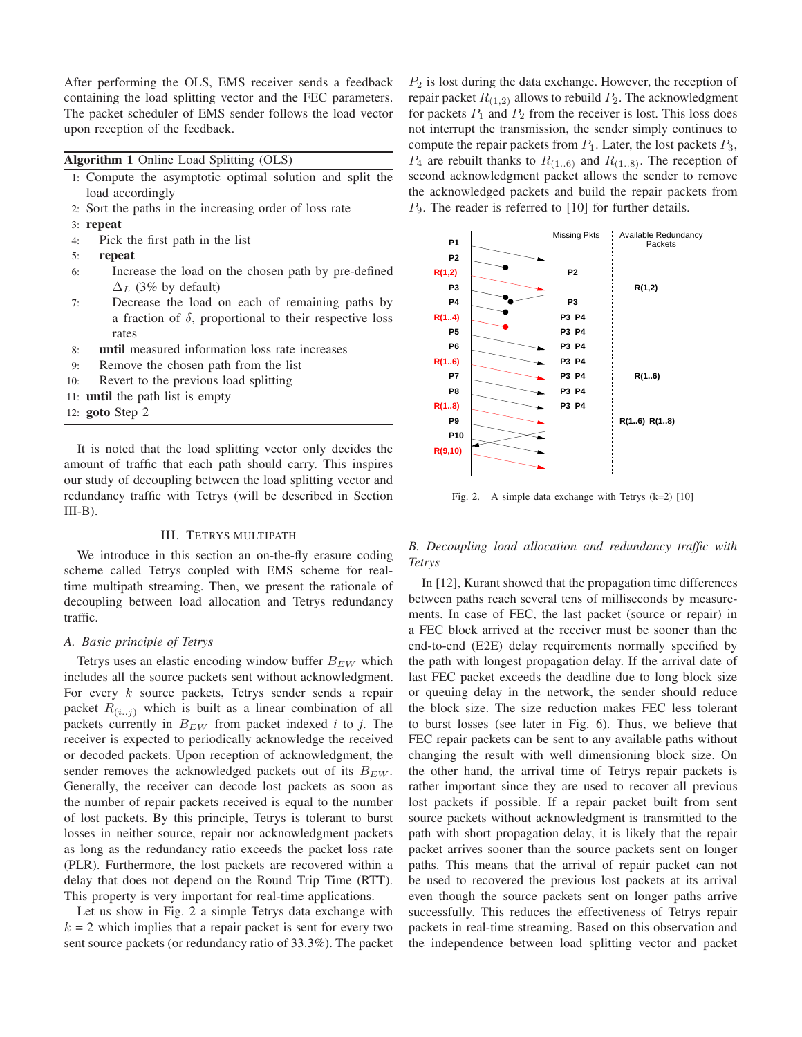After performing the OLS, EMS receiver sends a feedback containing the load splitting vector and the FEC parameters. The packet scheduler of EMS sender follows the load vector upon reception of the feedback.

**Algorithm 1** Online Load Splitting (OLS)

1: Compute the asymptotic optimal solution and split the load accordingly
2: Sort the paths in the increasing order of loss rate
3: **repeat**
4: Pick the first path in the list
5: **repeat**
6: Increase the load on the chosen path by pre-defined $\Delta_L$ (3% by default)
7: Decrease the load on each of remaining paths by a fraction of $\delta$, proportional to their respective loss rates
8: **until** measured information loss rate increases
9: Remove the chosen path from the list
10: Revert to the previous load splitting
11: **until** the path list is empty
12: **goto** Step 2

It is noted that the load splitting vector only decides the amount of traffic that each path should carry. This inspires our study of decoupling between the load splitting vector and redundancy traffic with Tetrys (will be described in Section III-B).

## III. Tetrys Multipath

We introduce in this section an on-the-fly erasure coding scheme called Tetrys coupled with EMS scheme for real-time multipath streaming. Then, we present the rationale of decoupling between load allocation and Tetrys redundancy traffic.

### A. Basic principle of Tetrys

Tetrys uses an elastic encoding window buffer $B_{EW}$ which includes all the source packets sent without acknowledgment. For every $k$ source packets, Tetrys sender sends a repair packet $R_{(i..j)}$ which is built as a linear combination of all packets currently in $B_{EW}$ from packet indexed $i$ to $j$. The receiver is expected to periodically acknowledge the received or decoded packets. Upon reception of acknowledgment, the sender removes the acknowledged packets out of its $B_{EW}$. Generally, the receiver can decode lost packets as soon as the number of repair packets received is equal to the number of lost packets. By this principle, Tetrys is tolerant to burst losses in neither source, repair nor acknowledgment packets as long as the redundancy ratio exceeds the packet loss rate (PLR). Furthermore, the lost packets are recovered within a delay that does not depend on the Round Trip Time (RTT). This property is very important for real-time applications.

Let us show in Fig. 2 a simple Tetrys data exchange with $k$ = 2 which implies that a repair packet is sent for every two sent source packets (or redundancy ratio of 33.3%). The packet $P_2$ is lost during the data exchange. However, the reception of repair packet $R_{(1,2)}$ allows to rebuild $P_2$. The acknowledgment for packets $P_1$ and $P_2$ from the receiver is lost. This loss does not interrupt the transmission, the sender simply continues to compute the repair packets from $P_1$. Later, the lost packets $P_3$, $P_4$ are rebuilt thanks to $R_{(1..6)}$ and $R_{(1..8)}$. The reception of second acknowledgment packet allows the sender to remove the acknowledged packets and build the repair packets from $P_9$. The reader is referred to [10] for further details.

Fig. 2. A simple data exchange with Tetrys (k=2) [10]

### B. Decoupling load allocation and redundancy traffic with Tetrys

In [12], Kurant showed that the propagation time differences between paths reach several tens of milliseconds by measurements. In case of FEC, the last packet (source or repair) in a FEC block arrived at the receiver must be sooner than the end-to-end (E2E) delay requirements normally specified by the path with longest propagation delay. If the arrival date of last FEC packet exceeds the deadline due to long block size or queuing delay in the network, the sender should reduce the block size. The size reduction makes FEC less tolerant to burst losses (see later in Fig. 6). Thus, we believe that FEC repair packets can be sent to any available paths without changing the result with well dimensioning block size. On the other hand, the arrival time of Tetrys repair packets is rather important since they are used to recover all previous lost packets if possible. If a repair packet built from sent source packets without acknowledgment is transmitted to the path with short propagation delay, it is likely that the repair packet arrives sooner than the source packets sent on longer paths. This means that the arrival of repair packet can not be used to recovered the previous lost packets at its arrival even though the source packets sent on longer paths arrive successfully. This reduces the effectiveness of Tetrys repair packets in real-time streaming. Based on this observation and the independence between load splitting vector and packet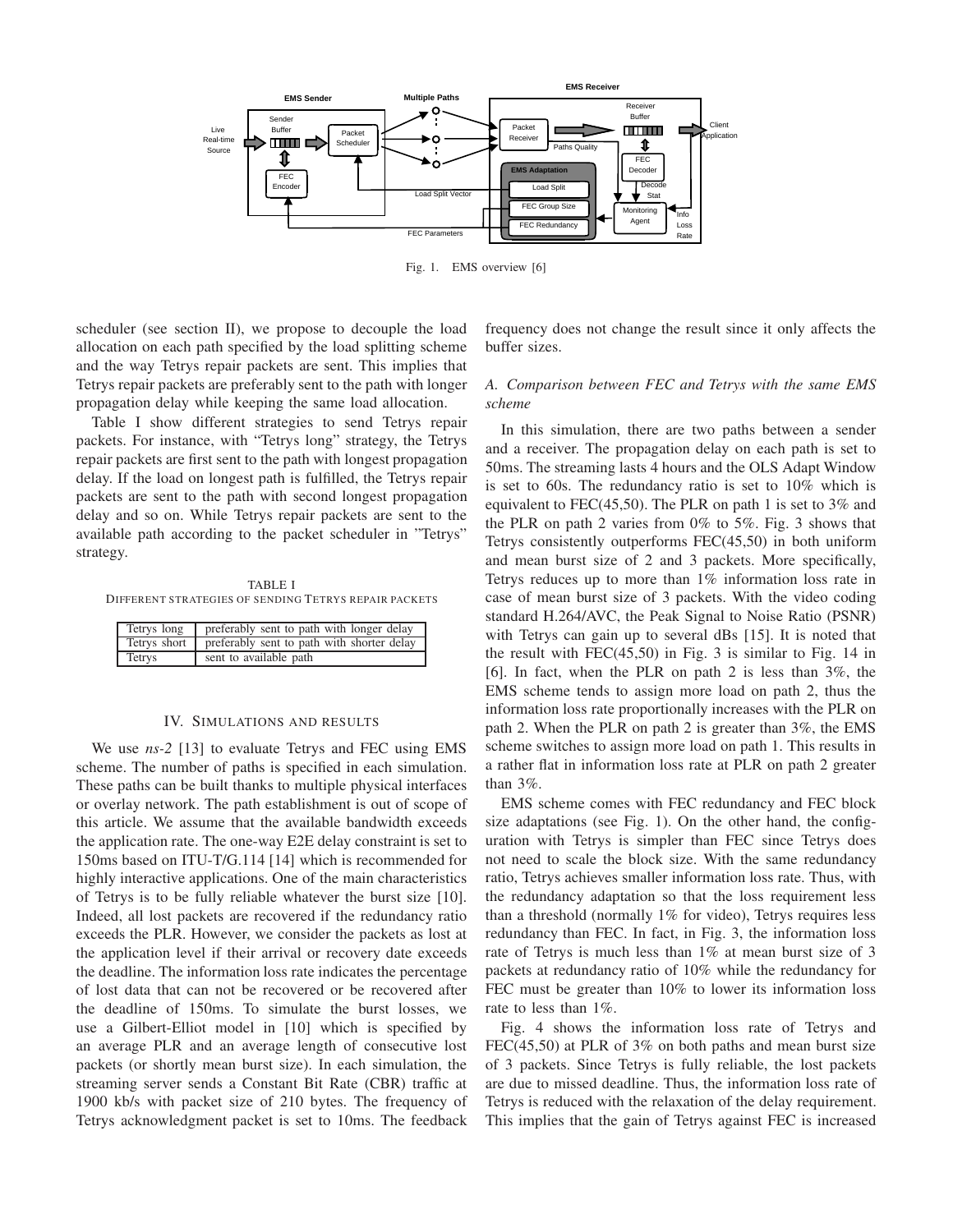Fig. 1. EMS overview [6]

scheduler (see section II), we propose to decouple the load allocation on each path specified by the load splitting scheme and the way Tetrys repair packets are sent. This implies that Tetrys repair packets are preferably sent to the path with longer propagation delay while keeping the same load allocation.

Table I show different strategies to send Tetrys repair packets. For instance, with "Tetrys long" strategy, the Tetrys repair packets are first sent to the path with longest propagation delay. If the load on longest path is fulfilled, the Tetrys repair packets are sent to the path with second longest propagation delay and so on. While Tetrys repair packets are sent to the available path according to the packet scheduler in "Tetrys" strategy.

TABLE I
DIFFERENT STRATEGIES OF SENDING TETRYS REPAIR PACKETS

| | |
|---|---|
| Tetrys long | preferably sent to path with longer delay |
| Tetrys short | preferably sent to path with shorter delay |
| Tetrys | sent to available path |

## IV. SIMULATIONS AND RESULTS

We use *ns-2* [13] to evaluate Tetrys and FEC using EMS scheme. The number of paths is specified in each simulation. These paths can be built thanks to multiple physical interfaces or overlay network. The path establishment is out of scope of this article. We assume that the available bandwidth exceeds the application rate. The one-way E2E delay constraint is set to 150ms based on ITU-T/G.114 [14] which is recommended for highly interactive applications. One of the main characteristics of Tetrys is to be fully reliable whatever the burst size [10]. Indeed, all lost packets are recovered if the redundancy ratio exceeds the PLR. However, we consider the packets as lost at the application level if their arrival or recovery date exceeds the deadline. The information loss rate indicates the percentage of lost data that can not be recovered or be recovered after the deadline of 150ms. To simulate the burst losses, we use a Gilbert-Elliot model in [10] which is specified by an average PLR and an average length of consecutive lost packets (or shortly mean burst size). In each simulation, the streaming server sends a Constant Bit Rate (CBR) traffic at 1900 kb/s with packet size of 210 bytes. The frequency of Tetrys acknowledgment packet is set to 10ms. The feedback frequency does not change the result since it only affects the buffer sizes.

### *A. Comparison between FEC and Tetrys with the same EMS scheme*

In this simulation, there are two paths between a sender and a receiver. The propagation delay on each path is set to 50ms. The streaming lasts 4 hours and the OLS Adapt Window is set to 60s. The redundancy ratio is set to 10% which is equivalent to FEC(45,50). The PLR on path 1 is set to 3% and the PLR on path 2 varies from 0% to 5%. Fig. 3 shows that Tetrys consistently outperforms FEC(45,50) in both uniform and mean burst size of 2 and 3 packets. More specifically, Tetrys reduces up to more than 1% information loss rate in case of mean burst size of 3 packets. With the video coding standard H.264/AVC, the Peak Signal to Noise Ratio (PSNR) with Tetrys can gain up to several dBs [15]. It is noted that the result with FEC(45,50) in Fig. 3 is similar to Fig. 14 in [6]. In fact, when the PLR on path 2 is less than 3%, the EMS scheme tends to assign more load on path 2, thus the information loss rate proportionally increases with the PLR on path 2. When the PLR on path 2 is greater than 3%, the EMS scheme switches to assign more load on path 1. This results in a rather flat in information loss rate at PLR on path 2 greater than 3%.

EMS scheme comes with FEC redundancy and FEC block size adaptations (see Fig. 1). On the other hand, the configuration with Tetrys is simpler than FEC since Tetrys does not need to scale the block size. With the same redundancy ratio, Tetrys achieves smaller information loss rate. Thus, with the redundancy adaptation so that the loss requirement less than a threshold (normally 1% for video), Tetrys requires less redundancy than FEC. In fact, in Fig. 3, the information loss rate of Tetrys is much less than 1% at mean burst size of 3 packets at redundancy ratio of 10% while the redundancy for FEC must be greater than 10% to lower its information loss rate to less than 1%.

Fig. 4 shows the information loss rate of Tetrys and FEC(45,50) at PLR of 3% on both paths and mean burst size of 3 packets. Since Tetrys is fully reliable, the lost packets are due to missed deadline. Thus, the information loss rate of Tetrys is reduced with the relaxation of the delay requirement. This implies that the gain of Tetrys against FEC is increased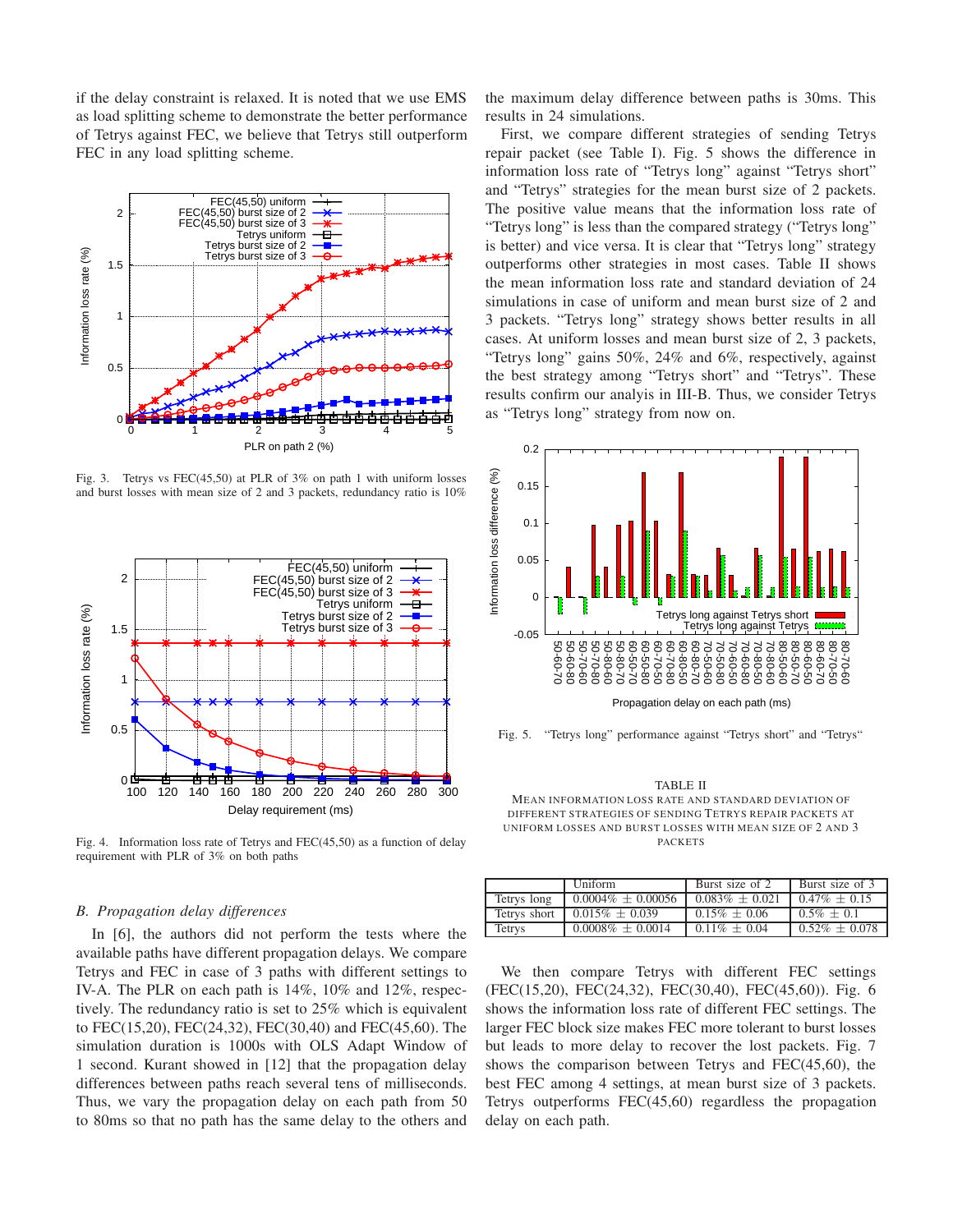if the delay constraint is relaxed. It is noted that we use EMS as load splitting scheme to demonstrate the better performance of Tetrys against FEC, we believe that Tetrys still outperform FEC in any load splitting scheme.

Fig. 3. Tetrys vs FEC(45,50) at PLR of 3% on path 1 with uniform losses and burst losses with mean size of 2 and 3 packets, redundancy ratio is 10%

Fig. 4. Information loss rate of Tetrys and FEC(45,50) as a function of delay requirement with PLR of 3% on both paths

### *B. Propagation delay differences*

In [6], the authors did not perform the tests where the available paths have different propagation delays. We compare Tetrys and FEC in case of 3 paths with different settings to IV-A. The PLR on each path is 14%, 10% and 12%, respectively. The redundancy ratio is set to 25% which is equivalent to FEC(15,20), FEC(24,32), FEC(30,40) and FEC(45,60). The simulation duration is 1000s with OLS Adapt Window of 1 second. Kurant showed in [12] that the propagation delay differences between paths reach several tens of milliseconds. Thus, we vary the propagation delay on each path from 50 to 80ms so that no path has the same delay to the others and the maximum delay difference between paths is 30ms. This results in 24 simulations.

First, we compare different strategies of sending Tetrys repair packet (see Table I). Fig. 5 shows the difference in information loss rate of "Tetrys long" against "Tetrys short" and "Tetrys" strategies for the mean burst size of 2 packets. The positive value means that the information loss rate of "Tetrys long" is less than the compared strategy ("Tetrys long" is better) and vice versa. It is clear that "Tetrys long" strategy outperforms other strategies in most cases. Table II shows the mean information loss rate and standard deviation of 24 simulations in case of uniform and mean burst size of 2 and 3 packets. "Tetrys long" strategy shows better results in all cases. At uniform losses and mean burst size of 2, 3 packets, "Tetrys long" gains 50%, 24% and 6%, respectively, against the best strategy among "Tetrys short" and "Tetrys". These results confirm our analysis in III-B. Thus, we consider Tetrys as "Tetrys long" strategy from now on.

Fig. 5. "Tetrys long" performance against "Tetrys short" and "Tetrys"

TABLE II
MEAN INFORMATION LOSS RATE AND STANDARD DEVIATION OF DIFFERENT STRATEGIES OF SENDING TETRYS REPAIR PACKETS AT UNIFORM LOSSES AND BURST LOSSES WITH MEAN SIZE OF 2 AND 3 PACKETS

| | Uniform | Burst size of 2 | Burst size of 3 |
|---|---|---|---|
| Tetrys long | 0.0004% ± 0.00056 | 0.083% ± 0.021 | 0.47% ± 0.15 |
| Tetrys short | 0.015% ± 0.039 | 0.15% ± 0.06 | 0.5% ± 0.1 |
| Tetrys | 0.0008% ± 0.0014 | 0.11% ± 0.04 | 0.52% ± 0.078 |

We then compare Tetrys with different FEC settings (FEC(15,20), FEC(24,32), FEC(30,40), FEC(45,60)). Fig. 6 shows the information loss rate of different FEC settings. The larger FEC block size makes FEC more tolerant to burst losses but leads to more delay to recover the lost packets. Fig. 7 shows the comparison between Tetrys and FEC(45,60), the best FEC among 4 settings, at mean burst size of 3 packets. Tetrys outperforms FEC(45,60) regardless the propagation delay on each path.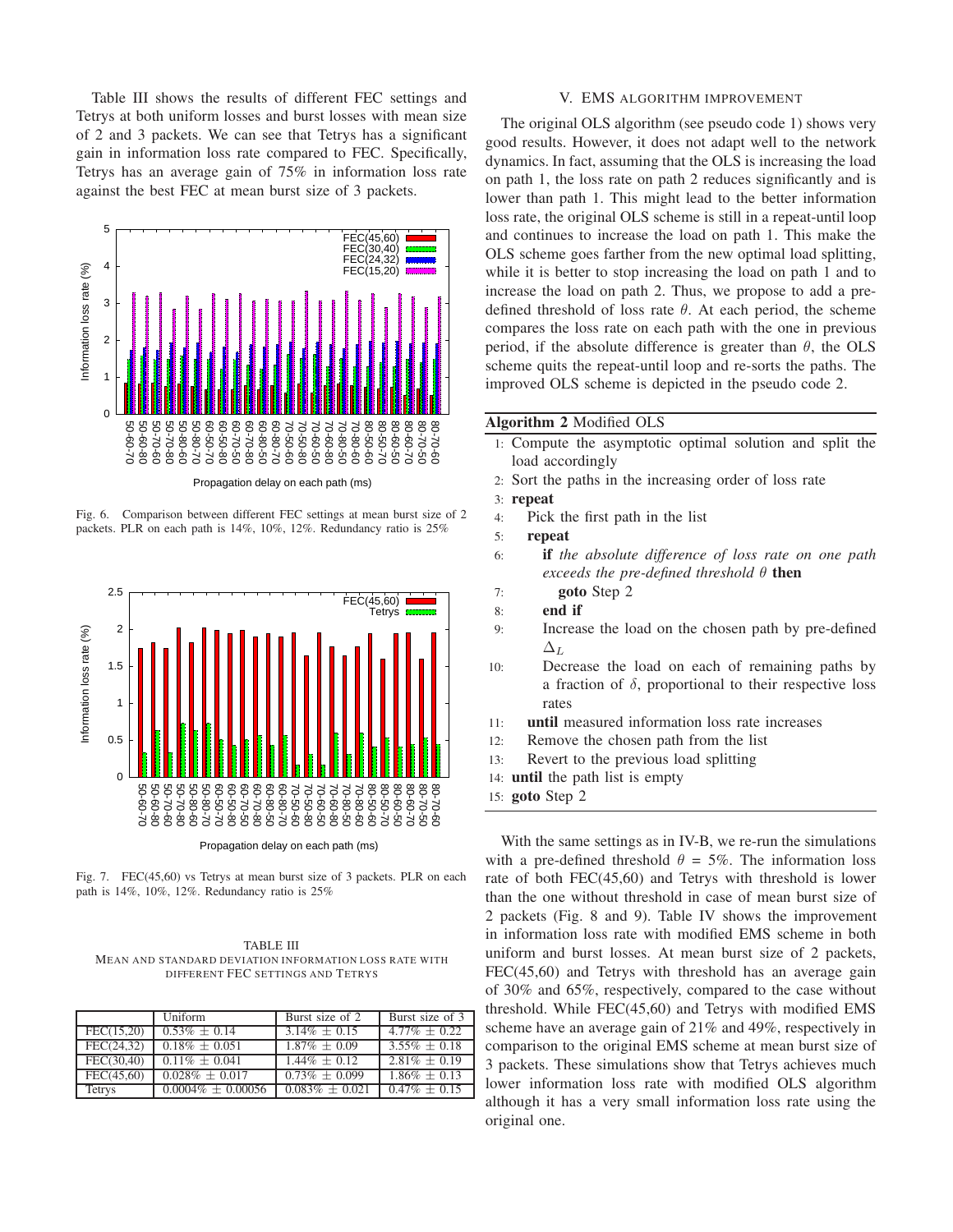Table III shows the results of different FEC settings and Tetrys at both uniform losses and burst losses with mean size of 2 and 3 packets. We can see that Tetrys has a significant gain in information loss rate compared to FEC. Specifically, Tetrys has an average gain of 75% in information loss rate against the best FEC at mean burst size of 3 packets.

Fig. 6. Comparison between different FEC settings at mean burst size of 2 packets. PLR on each path is 14%, 10%, 12%. Redundancy ratio is 25%

Fig. 7. FEC(45,60) vs Tetrys at mean burst size of 3 packets. PLR on each path is 14%, 10%, 12%. Redundancy ratio is 25%

TABLE III
MEAN AND STANDARD DEVIATION INFORMATION LOSS RATE WITH DIFFERENT FEC SETTINGS AND TETRYS

| | Uniform | Burst size of 2 | Burst size of 3 |
|---|---|---|---|
| FEC(15,20) | $0.53\% \pm 0.14$ | $3.14\% \pm 0.15$ | $4.77\% \pm 0.22$ |
| FEC(24,32) | $0.18\% \pm 0.051$ | $1.87\% \pm 0.09$ | $3.55\% \pm 0.18$ |
| FEC(30,40) | $0.11\% \pm 0.041$ | $1.44\% \pm 0.12$ | $2.81\% \pm 0.19$ |
| FEC(45,60) | $0.028\% \pm 0.017$ | $0.73\% \pm 0.099$ | $1.86\% \pm 0.13$ |
| Tetrys | $0.0004\% \pm 0.00056$ | $0.083\% \pm 0.021$ | $0.47\% \pm 0.15$ |

## V. EMS ALGORITHM IMPROVEMENT

The original OLS algorithm (see pseudo code 1) shows very good results. However, it does not adapt well to the network dynamics. In fact, assuming that the OLS is increasing the load on path 1, the loss rate on path 2 reduces significantly and is lower than path 1. This might lead to the better information loss rate, the original OLS scheme is still in a repeat-until loop and continues to increase the load on path 1. This make the OLS scheme goes farther from the new optimal load splitting, while it is better to stop increasing the load on path 1 and to increase the load on path 2. Thus, we propose to add a pre-defined threshold of loss rate $\theta$. At each period, the scheme compares the loss rate on each path with the one in previous period, if the absolute difference is greater than $\theta$, the OLS scheme quits the repeat-until loop and re-sorts the paths. The improved OLS scheme is depicted in the pseudo code 2.

**Algorithm 2** Modified OLS

1: Compute the asymptotic optimal solution and split the load accordingly
2: Sort the paths in the increasing order of loss rate
3: **repeat**
4: Pick the first path in the list
5: **repeat**
6: **if** *the absolute difference of loss rate on one path exceeds the pre-defined threshold* $\theta$ **then**
7: **goto** Step 2
8: **end if**
9: Increase the load on the chosen path by pre-defined $\Delta_L$
10: Decrease the load on each of remaining paths by a fraction of $\delta$, proportional to their respective loss rates
11: **until** measured information loss rate increases
12: Remove the chosen path from the list
13: Revert to the previous load splitting
14: **until** the path list is empty
15: **goto** Step 2

With the same settings as in IV-B, we re-run the simulations with a pre-defined threshold $\theta = 5\%$. The information loss rate of both FEC(45,60) and Tetrys with threshold is lower than the one without threshold in case of mean burst size of 2 packets (Fig. 8 and 9). Table IV shows the improvement in information loss rate with modified EMS scheme in both uniform and burst losses. At mean burst size of 2 packets, FEC(45,60) and Tetrys with threshold has an average gain of 30% and 65%, respectively, compared to the case without threshold. While FEC(45,60) and Tetrys with modified EMS scheme have an average gain of 21% and 49%, respectively in comparison to the original EMS scheme at mean burst size of 3 packets. These simulations show that Tetrys achieves much lower information loss rate with modified OLS algorithm although it has a very small information loss rate using the original one.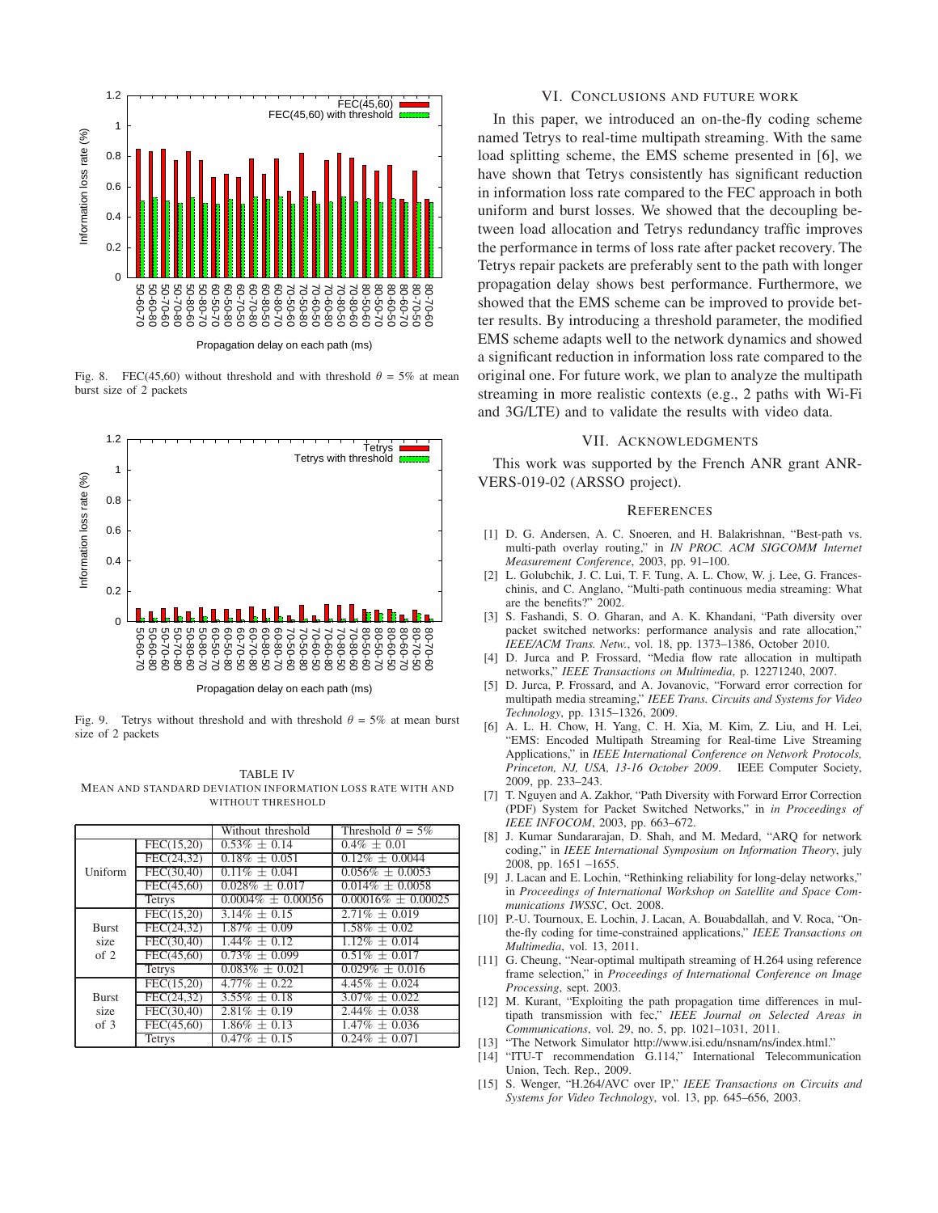1.2

1

0.8

0.6

0.4

0.2

0

Information loss rate (%)

FEC(45,60)

FEC(45,60) with threshold

50-60-70 50-60-80 50-70-60 50-70-80 50-80-60 50-80-70 60-50-70 60-50-80 60-70-50 60-70-80 60-80-50 60-80-70 70-50-60 70-50-80 70-60-50 70-60-80 70-80-50 70-80-60 80-50-60 80-50-70 80-60-50 80-60-70 80-70-50 80-70-60

Propagation delay on each path (ms)

Fig. 8. FEC(45,60) without threshold and with threshold $\theta$ = 5% at mean burst size of 2 packets

1.2

1

0.8

0.6

0.4

0.2

0

Information loss rate (%)

Tetrys

Tetrys with threshold

50-60-70 50-60-80 50-70-60 50-70-80 50-80-60 50-80-70 60-50-70 60-50-80 60-70-50 60-70-80 60-80-50 60-80-70 70-50-60 70-50-80 70-60-50 70-60-80 70-80-50 70-80-60 80-50-60 80-50-70 80-60-50 80-60-70 80-70-50 80-70-60

Propagation delay on each path (ms)

Fig. 9. Tetrys without threshold and with threshold $\theta$ = 5% at mean burst size of 2 packets

TABLE IV
MEAN AND STANDARD DEVIATION INFORMATION LOSS RATE WITH AND WITHOUT THRESHOLD

| | | Without threshold | Threshold $\theta$ = 5% |
|---|---|---|---|
| Uniform | FEC(15,20) | 0.53% ± 0.14 | 0.4% ± 0.01 |
| | FEC(24,32) | 0.18% ± 0.051 | 0.12% ± 0.0044 |
| | FEC(30,40) | 0.11% ± 0.041 | 0.056% ± 0.0053 |
| | FEC(45,60) | 0.028% ± 0.017 | 0.014% ± 0.0058 |
| | Tetrys | 0.0004% ± 0.00056 | 0.00016% ± 0.00025 |
| Burst size of 2 | FEC(15,20) | 3.14% ± 0.15 | 2.71% ± 0.019 |
| | FEC(24,32) | 1.87% ± 0.09 | 1.58% ± 0.02 |
| | FEC(30,40) | 1.44% ± 0.12 | 1.12% ± 0.014 |
| | FEC(45,60) | 0.73% ± 0.099 | 0.51% ± 0.017 |
| | Tetrys | 0.083% ± 0.021 | 0.029% ± 0.016 |
| Burst size of 3 | FEC(15,20) | 4.77% ± 0.22 | 4.45% ± 0.024 |
| | FEC(24,32) | 3.55% ± 0.18 | 3.07% ± 0.022 |
| | FEC(30,40) | 2.81% ± 0.19 | 2.44% ± 0.038 |
| | FEC(45,60) | 1.86% ± 0.13 | 1.47% ± 0.036 |
| | Tetrys | 0.47% ± 0.15 | 0.24% ± 0.071 |

## VI. Conclusions and future work

In this paper, we introduced an on-the-fly coding scheme named Tetrys to real-time multipath streaming. With the same load splitting scheme, the EMS scheme presented in [6], we have shown that Tetrys consistently has significant reduction in information loss rate compared to the FEC approach in both uniform and burst losses. We showed that the decoupling between load allocation and Tetrys redundancy traffic improves the performance in terms of loss rate after packet recovery. The Tetrys repair packets are preferably sent to the path with longer propagation delay shows best performance. Furthermore, we showed that the EMS scheme can be improved to provide better results. By introducing a threshold parameter, the modified EMS scheme adapts well to the network dynamics and showed a significant reduction in information loss rate compared to the original one. For future work, we plan to analyze the multipath streaming in more realistic contexts (e.g., 2 paths with Wi-Fi and 3G/LTE) and to validate the results with video data.

## VII. Acknowledgments

This work was supported by the French ANR grant ANR-VERS-019-02 (ARSSO project).

## References

[1] D. G. Andersen, A. C. Snoeren, and H. Balakrishnan, "Best-path vs. multi-path overlay routing," in *IN PROC. ACM SIGCOMM Internet Measurement Conference*, 2003, pp. 91–100.

[2] L. Golubchik, J. C. Lui, T. F. Tung, A. L. Chow, W. j. Lee, G. Franceschinis, and C. Anglano, "Multi-path continuous media streaming: What are the benefits?" 2002.

[3] S. Fashandi, S. O. Gharan, and A. K. Khandani, "Path diversity over packet switched networks: performance analysis and rate allocation," *IEEE/ACM Trans. Netw.*, vol. 18, pp. 1373–1386, October 2010.

[4] D. Jurca and P. Frossard, "Media flow rate allocation in multipath networks," *IEEE Transactions on Multimedia*, p. 12271240, 2007.

[5] D. Jurca, P. Frossard, and A. Jovanovic, "Forward error correction for multipath media streaming," *IEEE Trans. Circuits and Systems for Video Technology*, pp. 1315–1326, 2009.

[6] A. L. H. Chow, H. Yang, C. H. Xia, M. Kim, Z. Liu, and H. Lei, "EMS: Encoded Multipath Streaming for Real-time Live Streaming Applications," in *IEEE International Conference on Network Protocols, Princeton, NJ, USA, 13-16 October 2009*. IEEE Computer Society, 2009, pp. 233–243.

[7] T. Nguyen and A. Zakhor, "Path Diversity with Forward Error Correction (PDF) System for Packet Switched Networks," in *in Proceedings of IEEE INFOCOM*, 2003, pp. 663–672.

[8] J. Kumar Sundararajan, D. Shah, and M. Medard, "ARQ for network coding," in *IEEE International Symposium on Information Theory*, july 2008, pp. 1651 –1655.

[9] J. Lacan and E. Lochin, "Rethinking reliability for long-delay networks," in *Proceedings of International Workshop on Satellite and Space Communications IWSSC*, Oct. 2008.

[10] P.-U. Tournoux, E. Lochin, J. Lacan, A. Bouabdallah, and V. Roca, "On-the-fly coding for time-constrained applications," *IEEE Transactions on Multimedia*, vol. 13, 2011.

[11] G. Cheung, "Near-optimal multipath streaming of H.264 using reference frame selection," in *Proceedings of International Conference on Image Processing*, sept. 2003.

[12] M. Kurant, "Exploiting the path propagation time differences in multipath transmission with fec," *IEEE Journal on Selected Areas in Communications*, vol. 29, no. 5, pp. 1021–1031, 2011.

[13] "The Network Simulator http://www.isi.edu/nsnam/ns/index.html."

[14] "ITU-T recommendation G.114," International Telecommunication Union, Tech. Rep., 2009.

[15] S. Wenger, "H.264/AVC over IP," *IEEE Transactions on Circuits and Systems for Video Technology*, vol. 13, pp. 645–656, 2003.